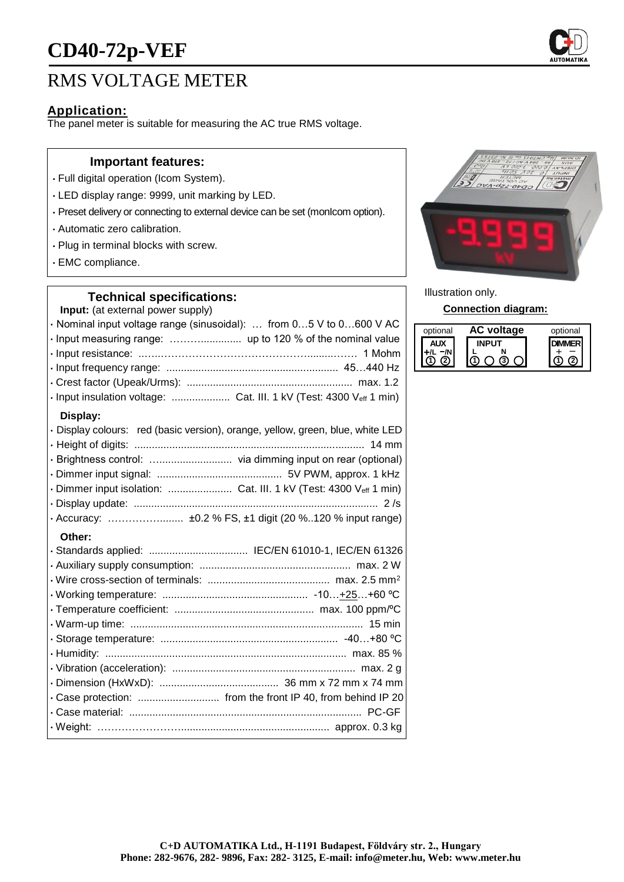# CD40-72p-VEF

## RMS VOLTAGE METER

### Application:

The panel meter is suitable for measuring the AC true RMS voltage.

### Important features:

- Full digital operation (Icom System).
- LED display range: 9999, unit marking by LED.
- Preset delivery or connecting to external device can be set (monIcom option).
- Automatic zero calibration.
- Plug in terminal blocks with screw.
- EMC compliance.

### Technical specifications:

**Input:** (at external power supply)

- Nominal input voltage range (sinusoidal): … from 0…5 V to 0…600 V AC
- Input measuring range: ……….............. up to 120 % of the nominal value
- Input resistance: ..…..…………………………………….........……. 1 Mohm
- Input frequency range: ........................................................... 45…440 Hz
- Crest factor (Upeak/Urms): ......................................................... max. 1.2
- Input insulation voltage: .................... Cat. III. 1 kV (Test: 4300 $V_{eff}$ 1 min)

**Display:**

- Display colours: red (basic version), orange, yellow, green, blue, white LED
- Height of digits: ............................................................................... 14 mm
- Brightness control: …......................... via dimming input on rear (optional)
- Dimmer input signal: ........................................... 5V PWM, approx. 1 kHz
- Dimmer input isolation: ...................... Cat. III. 1 kV (Test: 4300 $V_{eff}$ 1 min)
- Display update: .................................................................................... 2 /s
- Accuracy: ………….......... ±0.2 % FS, ±1 digit (20 %..120 % input range)

**Other:**

- Standards applied: .................................. IEC/EN 61010-1, IEC/EN 61326
- Auxiliary supply consumption: .................................................... max. 2 W
- Wire cross-section of terminals: .......................................... max. 2.5 mm²
- Working temperature: .................................................. -10…+25…+60 ºC
- Temperature coefficient: ................................................ max. 100 ppm/ºC
- Warm-up time: ................................................................................ 15 min
- Storage temperature: ............................................................. -40…+80 ºC
- Humidity: ................................................................................... max. 85 %
- Vibration (acceleration): ............................................................... max. 2 g
- Dimension (HxWxD): ......................................... 36 mm x 72 mm x 74 mm
- Case protection: ............................ from the front IP 40, from behind IP 20
- Case material: ................................................................................ PC-GF
- Weight: ……………………................................................... approx. 0.3 kg

Illustration only.

**Connection diagram:**

| optional | AC voltage | optional |
|---|---|---|
| AUX | INPUT | DIMMER |
| +/L −/N | L N | + − |
| ① ② | ① ○ ③ ○ | ① ② |

**C+D AUTOMATIKA Ltd., H-1191 Budapest, Földváry str. 2., Hungary**
**Phone: 282-9676, 282- 9896, Fax: 282- 3125, E-mail: info@meter.hu, Web: www.meter.hu**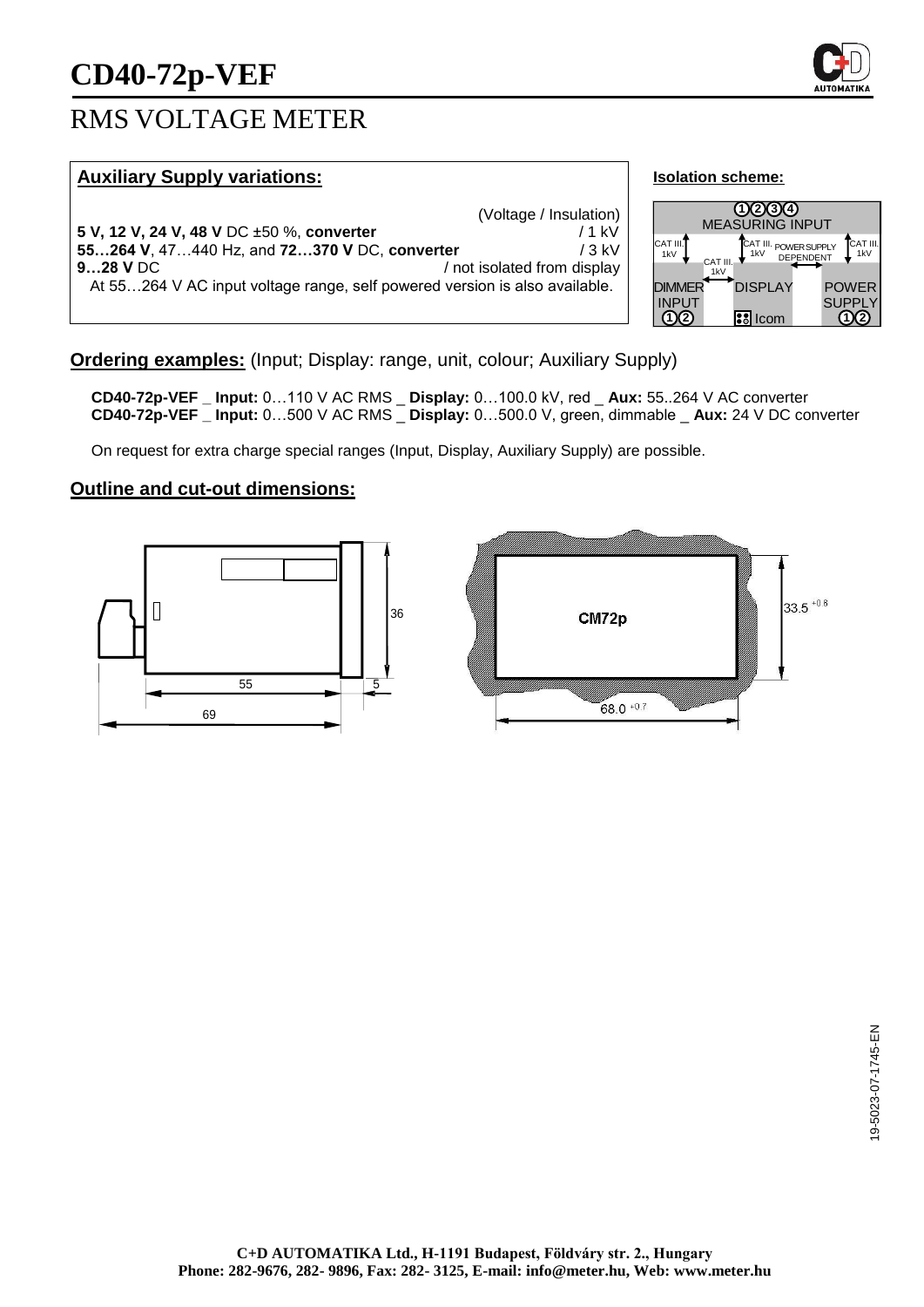# CD40-72p-VEF

## RMS VOLTAGE METER

### Auxiliary Supply variations:

| | (Voltage / Insulation) |
|---|---|
| **5 V, 12 V, 24 V, 48 V** DC ±50 %, **converter** | / 1 kV |
| **55…264 V**, 47…440 Hz, and **72…370 V** DC, **converter** | / 3 kV |
| **9…28 V** DC | / not isolated from display |

At 55…264 V AC input voltage range, self powered version is also available.

### Isolation scheme:

①②③④
MEASURING INPUT
CAT III. 1kV
CAT III. 1kV
CAT III. 1kV
POWER SUPPLY DEPENDENT
CAT III. 1kV
DIMMER INPUT ①②
DISPLAY
Icom
POWER SUPPLY ①②

### Ordering examples: (Input; Display: range, unit, colour; Auxiliary Supply)

**CD40-72p-VEF** _ **Input:** 0…110 V AC RMS _ **Display:** 0…100.0 kV, red _ **Aux:** 55..264 V AC converter
**CD40-72p-VEF** _ **Input:** 0…500 V AC RMS _ **Display:** 0…500.0 V, green, dimmable _ **Aux:** 24 V DC converter

On request for extra charge special ranges (Input, Display, Auxiliary Supply) are possible.

### Outline and cut-out dimensions:

36
55
5
69

CM72p
33.5 +0.8
68.0 +0.7

19-5023-07-1745-EN

**C+D AUTOMATIKA Ltd., H-1191 Budapest, Földváry str. 2., Hungary**
**Phone: 282-9676, 282- 9896, Fax: 282- 3125, E-mail: info@meter.hu, Web: www.meter.hu**